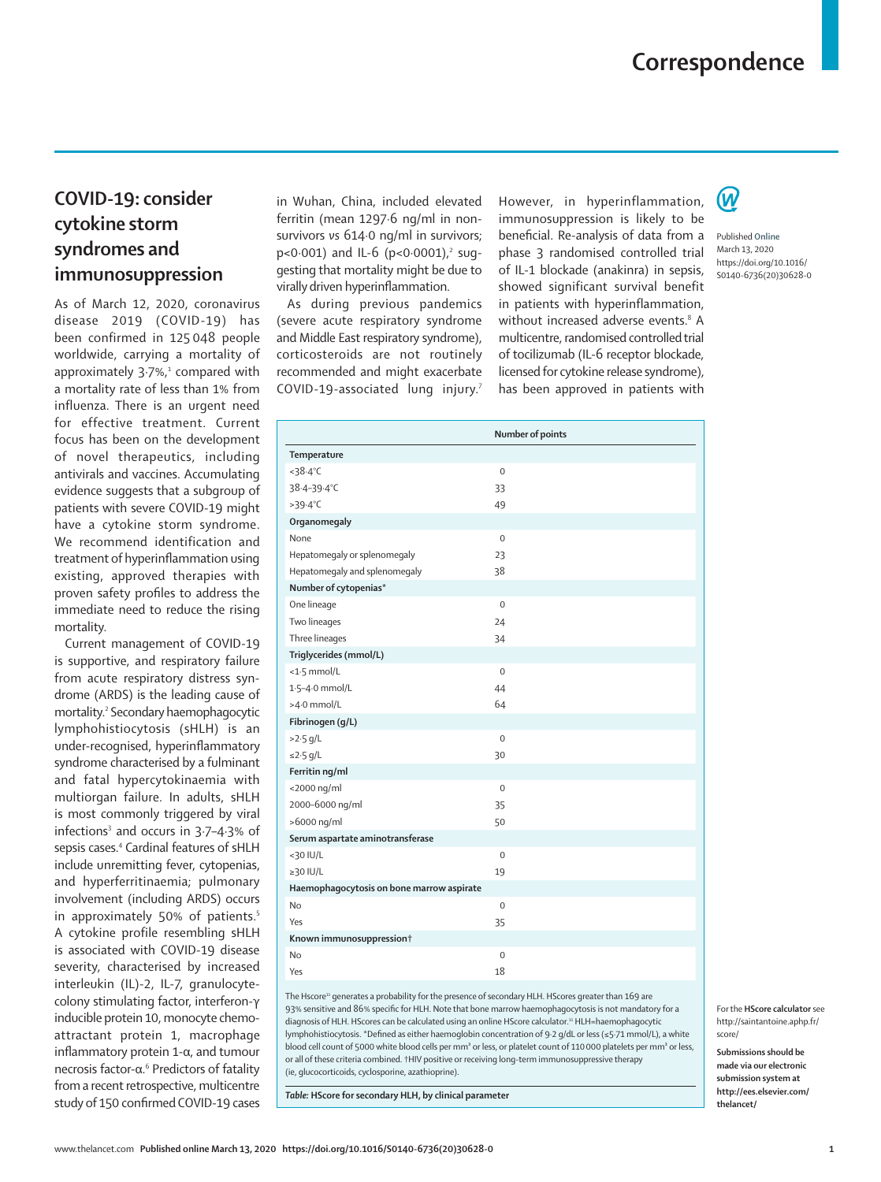# COVID-19: consider cytokine storm syndromes and immunosuppression

As of March 12, 2020, coronavirus disease 2019 (COVID-19) has been confirmed in 125 048 people worldwide, carrying a mortality of approximately 3·7%,[1] compared with a mortality rate of less than 1% from influenza. There is an urgent need for effective treatment. Current focus has been on the development of novel therapeutics, including antivirals and vaccines. Accumulating evidence suggests that a subgroup of patients with severe COVID-19 might have a cytokine storm syndrome. We recommend identification and treatment of hyperinflammation using existing, approved therapies with proven safety profiles to address the immediate need to reduce the rising mortality.

Current management of COVID-19 is supportive, and respiratory failure from acute respiratory distress syndrome (ARDS) is the leading cause of mortality.[2] Secondary haemophagocytic lymphohistiocytosis (sHLH) is an under-recognised, hyperinflammatory syndrome characterised by a fulminant and fatal hypercytokinaemia with multiorgan failure. In adults, sHLH is most commonly triggered by viral infections[3] and occurs in 3·7–4·3% of sepsis cases.[4] Cardinal features of sHLH include unremitting fever, cytopenias, and hyperferritinaemia; pulmonary involvement (including ARDS) occurs in approximately 50% of patients.[5] A cytokine profile resembling sHLH is associated with COVID-19 disease severity, characterised by increased interleukin (IL)-2, IL-7, granulocyte-colony stimulating factor, interferon-γ inducible protein 10, monocyte chemo-attractant protein 1, macrophage inflammatory protein 1-α, and tumour necrosis factor-α.[6] Predictors of fatality from a recent retrospective, multicentre study of 150 confirmed COVID-19 cases in Wuhan, China, included elevated ferritin (mean 1297·6 ng/ml in non-survivors vs 614·0 ng/ml in survivors; $p<0·001$) and IL-6 ($p<0·0001$),[2] suggesting that mortality might be due to virally driven hyperinflammation.

As during previous pandemics (severe acute respiratory syndrome and Middle East respiratory syndrome), corticosteroids are not routinely recommended and might exacerbate COVID-19-associated lung injury.[7] However, in hyperinflammation, immunosuppression is likely to be beneficial. Re-analysis of data from a phase 3 randomised controlled trial of IL-1 blockade (anakinra) in sepsis, showed significant survival benefit in patients with hyperinflammation, without increased adverse events.[8] A multicentre, randomised controlled trial of tocilizumab (IL-6 receptor blockade, licensed for cytokine release syndrome), has been approved in patients with

| | Number of points |
|---|---|
| **Temperature** | |
| <38·4°C | 0 |
| 38·4–39·4°C | 33 |
| >39·4°C | 49 |
| **Organomegaly** | |
| None | 0 |
| Hepatomegaly or splenomegaly | 23 |
| Hepatomegaly and splenomegaly | 38 |
| **Number of cytopenias*** | |
| One lineage | 0 |
| Two lineages | 24 |
| Three lineages | 34 |
| **Triglycerides (mmol/L)** | |
| <1·5 mmol/L | 0 |
| 1·5–4·0 mmol/L | 44 |
| >4·0 mmol/L | 64 |
| **Fibrinogen (g/L)** | |
| >2·5 g/L | 0 |
| ≤2·5 g/L | 30 |
| **Ferritin ng/ml** | |
| <2000 ng/ml | 0 |
| 2000–6000 ng/ml | 35 |
| >6000 ng/ml | 50 |
| **Serum aspartate aminotransferase** | |
| <30 IU/L | 0 |
| ≥30 IU/L | 19 |
| **Haemophagocytosis on bone marrow aspirate** | |
| No | 0 |
| Yes | 35 |
| **Known immunosuppression†** | |
| No | 0 |
| Yes | 18 |

The Hscore[11] generates a probability for the presence of secondary HLH. HScores greater than 169 are 93% sensitive and 86% specific for HLH. Note that bone marrow haemophagocytosis is not mandatory for a diagnosis of HLH. HScores can be calculated using an online HScore calculator.[11] HLH=haemophagocytic lymphohistiocytosis. *Defined as either haemoglobin concentration of 9·2 g/dL or less (≤5·71 mmol/L), a white blood cell count of 5000 white blood cells per mm³ or less, or platelet count of 110 000 platelets per mm³ or less, or all of these criteria combined. †HIV positive or receiving long-term immunosuppressive therapy (ie, glucocorticoids, cyclosporine, azathioprine).

*Table:* **HScore for secondary HLH, by clinical parameter**

Published **Online** March 13, 2020 https://doi.org/10.1016/S0140-6736(20)30628-0

For the **HScore calculator** see http://saintantoine.aphp.fr/score/

**Submissions should be made via our electronic submission system at http://ees.elsevier.com/thelancet/**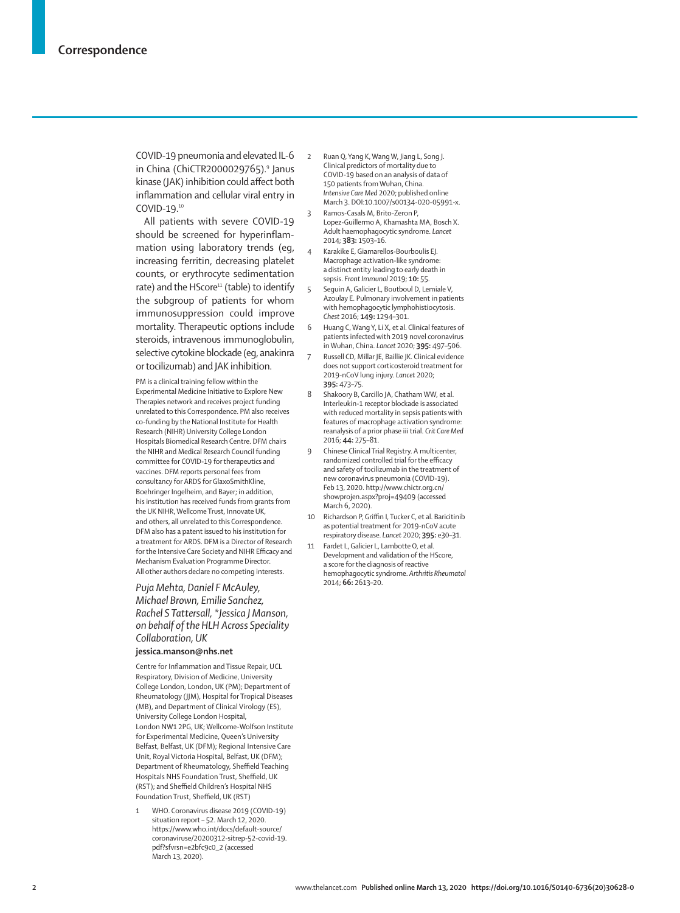COVID-19 pneumonia and elevated IL-6 in China (ChiCTR2000029765).[9] Janus kinase (JAK) inhibition could affect both inflammation and cellular viral entry in COVID-19.[10]

All patients with severe COVID-19 should be screened for hyperinflammation using laboratory trends (eg, increasing ferritin, decreasing platelet counts, or erythrocyte sedimentation rate) and the HScore[11] (table) to identify the subgroup of patients for whom immunosuppression could improve mortality. Therapeutic options include steroids, intravenous immunoglobulin, selective cytokine blockade (eg, anakinra or tocilizumab) and JAK inhibition.

PM is a clinical training fellow within the Experimental Medicine Initiative to Explore New Therapies network and receives project funding unrelated to this Correspondence. PM also receives co-funding by the National Institute for Health Research (NIHR) University College London Hospitals Biomedical Research Centre. DFM chairs the NIHR and Medical Research Council funding committee for COVID-19 for therapeutics and vaccines. DFM reports personal fees from consultancy for ARDS for GlaxoSmithKline, Boehringer Ingelheim, and Bayer; in addition, his institution has received funds from grants from the UK NIHR, Wellcome Trust, Innovate UK, and others, all unrelated to this Correspondence. DFM also has a patent issued to his institution for a treatment for ARDS. DFM is a Director of Research for the Intensive Care Society and NIHR Efficacy and Mechanism Evaluation Programme Director. All other authors declare no competing interests.

*Puja Mehta, Daniel F McAuley, Michael Brown, Emilie Sanchez, Rachel S Tattersall, \*Jessica J Manson, on behalf of the HLH Across Speciality Collaboration, UK*

**jessica.manson@nhs.net**

Centre for Inflammation and Tissue Repair, UCL Respiratory, Division of Medicine, University College London, London, UK (PM); Department of Rheumatology (JJM), Hospital for Tropical Diseases (MB), and Department of Clinical Virology (ES), University College London Hospital, London NW1 2PG, UK; Wellcome-Wolfson Institute for Experimental Medicine, Queen's University Belfast, Belfast, UK (DFM); Regional Intensive Care Unit, Royal Victoria Hospital, Belfast, UK (DFM); Department of Rheumatology, Sheffield Teaching Hospitals NHS Foundation Trust, Sheffield, UK (RST); and Sheffield Children's Hospital NHS Foundation Trust, Sheffield, UK (RST)

1. WHO. Coronavirus disease 2019 (COVID-19) situation report – 52. March 12, 2020. https://www.who.int/docs/default-source/coronaviruse/20200312-sitrep-52-covid-19.pdf?sfvrsn=e2bfc9c0_2 (accessed March 13, 2020).
2. Ruan Q, Yang K, Wang W, Jiang L, Song J. Clinical predictors of mortality due to COVID-19 based on an analysis of data of 150 patients from Wuhan, China. *Intensive Care Med* 2020; published online March 3. DOI:10.1007/s00134-020-05991-x.
3. Ramos-Casals M, Brito-Zeron P, Lopez-Guillermo A, Khamashta MA, Bosch X. Adult haemophagocytic syndrome. *Lancet* 2014; **383:** 1503–16.
4. Karakike E, Giamarellos-Bourboulis EJ. Macrophage activation-like syndrome: a distinct entity leading to early death in sepsis. *Front Immunol* 2019; **10:** 55.
5. Seguin A, Galicier L, Boutboul D, Lemiale V, Azoulay E. Pulmonary involvement in patients with hemophagocytic lymphohistiocytosis. *Chest* 2016; **149:** 1294–301.
6. Huang C, Wang Y, Li X, et al. Clinical features of patients infected with 2019 novel coronavirus in Wuhan, China. *Lancet* 2020; **395:** 497–506.
7. Russell CD, Millar JE, Baillie JK. Clinical evidence does not support corticosteroid treatment for 2019-nCoV lung injury. *Lancet* 2020; **395:** 473–75.
8. Shakoory B, Carcillo JA, Chatham WW, et al. Interleukin-1 receptor blockade is associated with reduced mortality in sepsis patients with features of macrophage activation syndrome: reanalysis of a prior phase iii trial. *Crit Care Med* 2016; **44:** 275–81.
9. Chinese Clinical Trial Registry. A multicenter, randomized controlled trial for the efficacy and safety of tocilizumab in the treatment of new coronavirus pneumonia (COVID-19). Feb 13, 2020. http://www.chictr.org.cn/showprojen.aspx?proj=49409 (accessed March 6, 2020).
10. Richardson P, Griffin I, Tucker C, et al. Baricitinib as potential treatment for 2019-nCoV acute respiratory disease. *Lancet* 2020; **395:** e30–31.
11. Fardet L, Galicier L, Lambotte O, et al. Development and validation of the HScore, a score for the diagnosis of reactive hemophagocytic syndrome. *Arthritis Rheumatol* 2014; **66:** 2613–20.